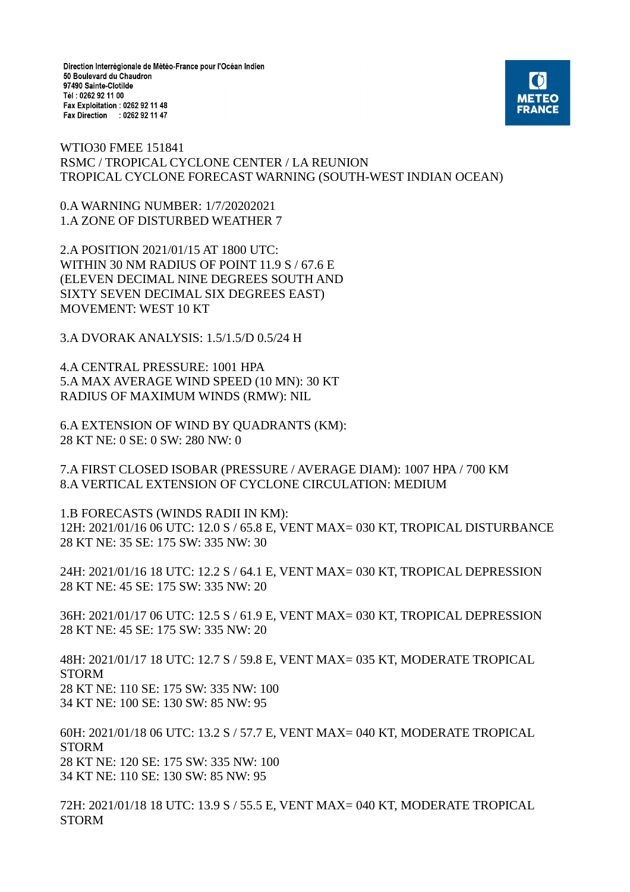Direction Interrégionale de Météo-France pour l'Océan Indien
50 Boulevard du Chaudron
97490 Sainte-Clotilde
Tél : 0262 92 11 00
Fax Exploitation : 0262 92 11 48
Fax Direction : 0262 92 11 47

METEO FRANCE

WTIO30 FMEE 151841
RSMC / TROPICAL CYCLONE CENTER / LA REUNION
TROPICAL CYCLONE FORECAST WARNING (SOUTH-WEST INDIAN OCEAN)

0.A WARNING NUMBER: 1/7/20202021
1.A ZONE OF DISTURBED WEATHER 7

2.A POSITION 2021/01/15 AT 1800 UTC:
WITHIN 30 NM RADIUS OF POINT 11.9 S / 67.6 E
(ELEVEN DECIMAL NINE DEGREES SOUTH AND
SIXTY SEVEN DECIMAL SIX DEGREES EAST)
MOVEMENT: WEST 10 KT

3.A DVORAK ANALYSIS: 1.5/1.5/D 0.5/24 H

4.A CENTRAL PRESSURE: 1001 HPA
5.A MAX AVERAGE WIND SPEED (10 MN): 30 KT
RADIUS OF MAXIMUM WINDS (RMW): NIL

6.A EXTENSION OF WIND BY QUADRANTS (KM):
28 KT NE: 0 SE: 0 SW: 280 NW: 0

7.A FIRST CLOSED ISOBAR (PRESSURE / AVERAGE DIAM): 1007 HPA / 700 KM
8.A VERTICAL EXTENSION OF CYCLONE CIRCULATION: MEDIUM

1.B FORECASTS (WINDS RADII IN KM):
12H: 2021/01/16 06 UTC: 12.0 S / 65.8 E, VENT MAX= 030 KT, TROPICAL DISTURBANCE
28 KT NE: 35 SE: 175 SW: 335 NW: 30

24H: 2021/01/16 18 UTC: 12.2 S / 64.1 E, VENT MAX= 030 KT, TROPICAL DEPRESSION
28 KT NE: 45 SE: 175 SW: 335 NW: 20

36H: 2021/01/17 06 UTC: 12.5 S / 61.9 E, VENT MAX= 030 KT, TROPICAL DEPRESSION
28 KT NE: 45 SE: 175 SW: 335 NW: 20

48H: 2021/01/17 18 UTC: 12.7 S / 59.8 E, VENT MAX= 035 KT, MODERATE TROPICAL STORM
28 KT NE: 110 SE: 175 SW: 335 NW: 100
34 KT NE: 100 SE: 130 SW: 85 NW: 95

60H: 2021/01/18 06 UTC: 13.2 S / 57.7 E, VENT MAX= 040 KT, MODERATE TROPICAL STORM
28 KT NE: 120 SE: 175 SW: 335 NW: 100
34 KT NE: 110 SE: 130 SW: 85 NW: 95

72H: 2021/01/18 18 UTC: 13.9 S / 55.5 E, VENT MAX= 040 KT, MODERATE TROPICAL STORM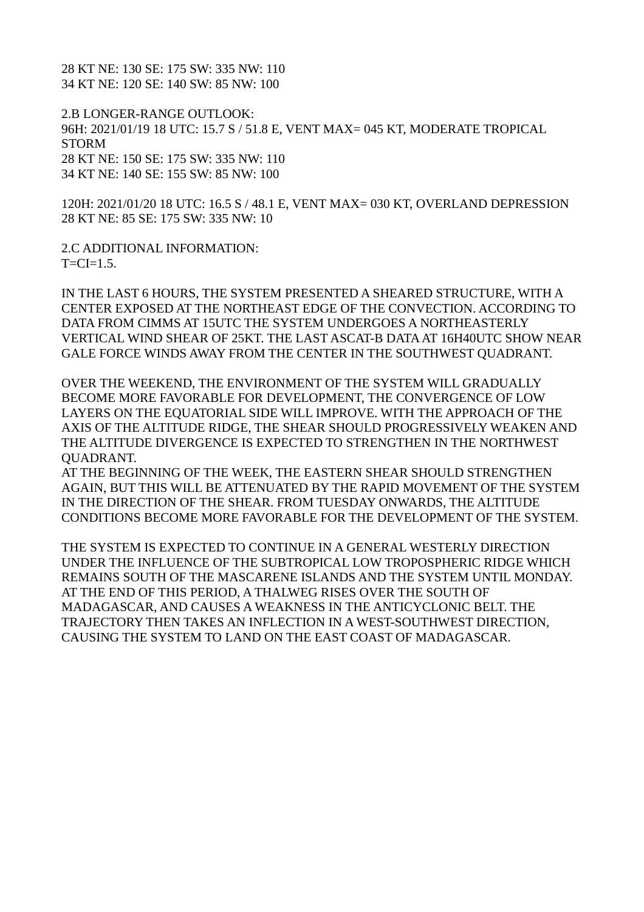28 KT NE: 130 SE: 175 SW: 335 NW: 110
34 KT NE: 120 SE: 140 SW: 85 NW: 100

2.B LONGER-RANGE OUTLOOK:
96H: 2021/01/19 18 UTC: 15.7 S / 51.8 E, VENT MAX= 045 KT, MODERATE TROPICAL STORM
28 KT NE: 150 SE: 175 SW: 335 NW: 110
34 KT NE: 140 SE: 155 SW: 85 NW: 100

120H: 2021/01/20 18 UTC: 16.5 S / 48.1 E, VENT MAX= 030 KT, OVERLAND DEPRESSION
28 KT NE: 85 SE: 175 SW: 335 NW: 10

2.C ADDITIONAL INFORMATION:
T=CI=1.5.

IN THE LAST 6 HOURS, THE SYSTEM PRESENTED A SHEARED STRUCTURE, WITH A CENTER EXPOSED AT THE NORTHEAST EDGE OF THE CONVECTION. ACCORDING TO DATA FROM CIMMS AT 15UTC THE SYSTEM UNDERGOES A NORTHEASTERLY VERTICAL WIND SHEAR OF 25KT. THE LAST ASCAT-B DATA AT 16H40UTC SHOW NEAR GALE FORCE WINDS AWAY FROM THE CENTER IN THE SOUTHWEST QUADRANT.

OVER THE WEEKEND, THE ENVIRONMENT OF THE SYSTEM WILL GRADUALLY BECOME MORE FAVORABLE FOR DEVELOPMENT, THE CONVERGENCE OF LOW LAYERS ON THE EQUATORIAL SIDE WILL IMPROVE. WITH THE APPROACH OF THE AXIS OF THE ALTITUDE RIDGE, THE SHEAR SHOULD PROGRESSIVELY WEAKEN AND THE ALTITUDE DIVERGENCE IS EXPECTED TO STRENGTHEN IN THE NORTHWEST QUADRANT.
AT THE BEGINNING OF THE WEEK, THE EASTERN SHEAR SHOULD STRENGTHEN AGAIN, BUT THIS WILL BE ATTENUATED BY THE RAPID MOVEMENT OF THE SYSTEM IN THE DIRECTION OF THE SHEAR. FROM TUESDAY ONWARDS, THE ALTITUDE CONDITIONS BECOME MORE FAVORABLE FOR THE DEVELOPMENT OF THE SYSTEM.

THE SYSTEM IS EXPECTED TO CONTINUE IN A GENERAL WESTERLY DIRECTION UNDER THE INFLUENCE OF THE SUBTROPICAL LOW TROPOSPHERIC RIDGE WHICH REMAINS SOUTH OF THE MASCARENE ISLANDS AND THE SYSTEM UNTIL MONDAY. AT THE END OF THIS PERIOD, A THALWEG RISES OVER THE SOUTH OF MADAGASCAR, AND CAUSES A WEAKNESS IN THE ANTICYCLONIC BELT. THE TRAJECTORY THEN TAKES AN INFLECTION IN A WEST-SOUTHWEST DIRECTION, CAUSING THE SYSTEM TO LAND ON THE EAST COAST OF MADAGASCAR.